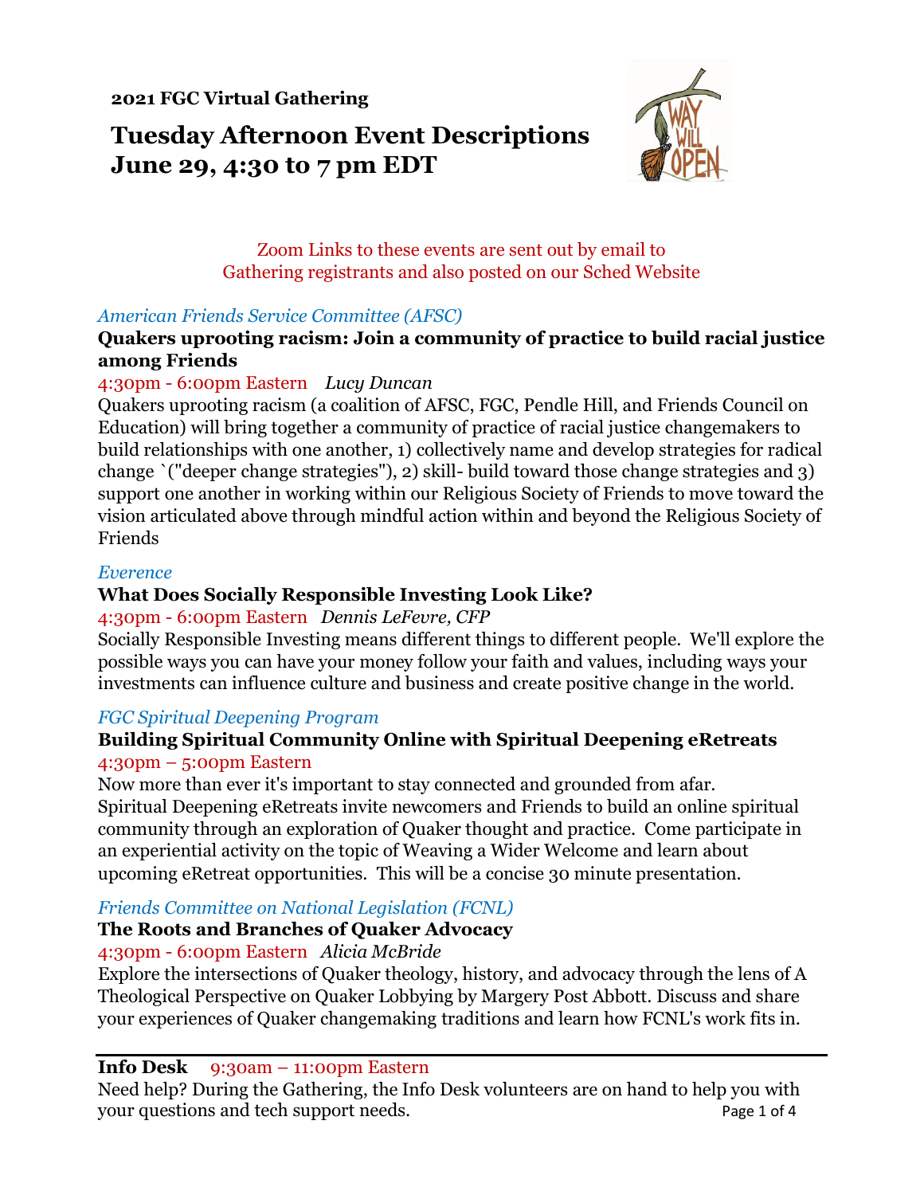**2021 FGC Virtual Gathering**

# Tuesday Afternoon Event Descriptions June 29, 4:30 to 7 pm EDT

Zoom Links to these events are sent out by email to Gathering registrants and also posted on our Sched Website

*American Friends Service Committee (AFSC)*

**Quakers uprooting racism: Join a community of practice to build racial justice among Friends**

4:30pm - 6:00pm Eastern *Lucy Duncan*

Quakers uprooting racism (a coalition of AFSC, FGC, Pendle Hill, and Friends Council on Education) will bring together a community of practice of racial justice changemakers to build relationships with one another, 1) collectively name and develop strategies for radical change `("deeper change strategies"), 2) skill- build toward those change strategies and 3) support one another in working within our Religious Society of Friends to move toward the vision articulated above through mindful action within and beyond the Religious Society of Friends

*Everence*

**What Does Socially Responsible Investing Look Like?**

4:30pm - 6:00pm Eastern *Dennis LeFevre, CFP*

Socially Responsible Investing means different things to different people. We'll explore the possible ways you can have your money follow your faith and values, including ways your investments can influence culture and business and create positive change in the world.

*FGC Spiritual Deepening Program*

**Building Spiritual Community Online with Spiritual Deepening eRetreats**

4:30pm – 5:00pm Eastern

Now more than ever it's important to stay connected and grounded from afar. Spiritual Deepening eRetreats invite newcomers and Friends to build an online spiritual community through an exploration of Quaker thought and practice. Come participate in an experiential activity on the topic of Weaving a Wider Welcome and learn about upcoming eRetreat opportunities. This will be a concise 30 minute presentation.

*Friends Committee on National Legislation (FCNL)*

**The Roots and Branches of Quaker Advocacy**

4:30pm - 6:00pm Eastern *Alicia McBride*

Explore the intersections of Quaker theology, history, and advocacy through the lens of A Theological Perspective on Quaker Lobbying by Margery Post Abbott. Discuss and share your experiences of Quaker changemaking traditions and learn how FCNL's work fits in.

---

**Info Desk** 9:30am – 11:00pm Eastern

Need help? During the Gathering, the Info Desk volunteers are on hand to help you with your questions and tech support needs.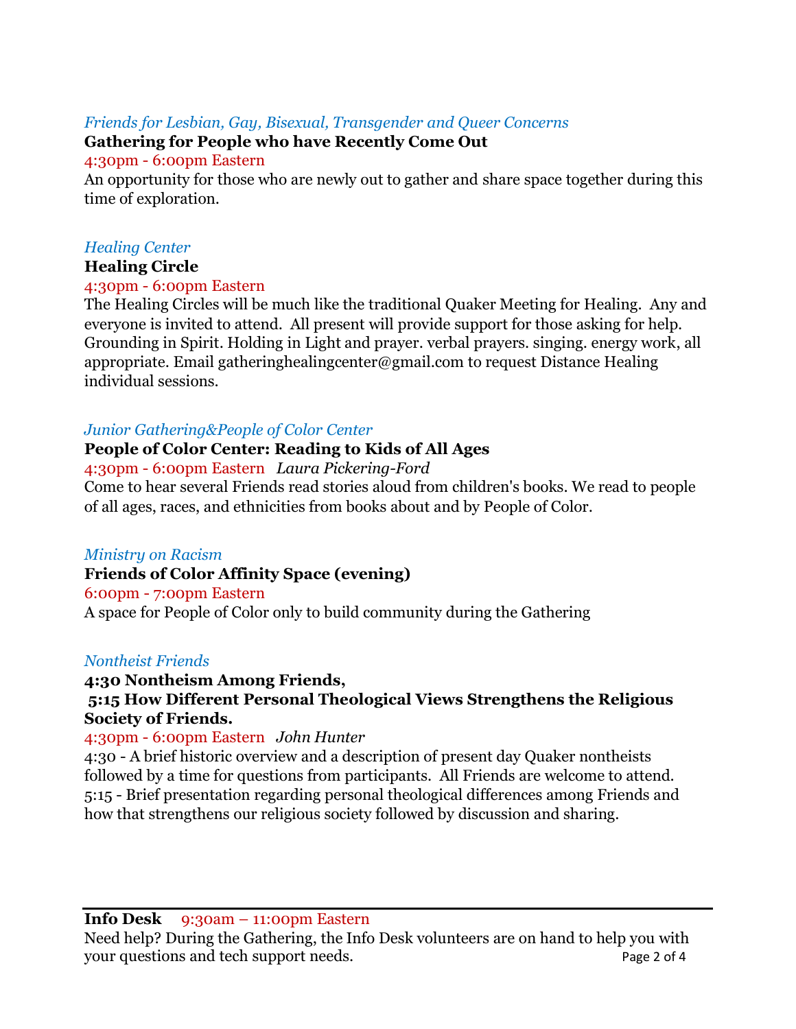*Friends for Lesbian, Gay, Bisexual, Transgender and Queer Concerns*

**Gathering for People who have Recently Come Out**

4:30pm - 6:00pm Eastern

An opportunity for those who are newly out to gather and share space together during this time of exploration.

*Healing Center*

**Healing Circle**

4:30pm - 6:00pm Eastern

The Healing Circles will be much like the traditional Quaker Meeting for Healing.  Any and everyone is invited to attend.  All present will provide support for those asking for help. Grounding in Spirit. Holding in Light and prayer. verbal prayers. singing. energy work, all appropriate. Email gatheringhealingcenter@gmail.com to request Distance Healing individual sessions.

*Junior Gathering&People of Color Center*

**People of Color Center: Reading to Kids of All Ages**

4:30pm - 6:00pm Eastern   *Laura Pickering-Ford*

Come to hear several Friends read stories aloud from children's books. We read to people of all ages, races, and ethnicities from books about and by People of Color.

*Ministry on Racism*

**Friends of Color Affinity Space (evening)**

6:00pm - 7:00pm Eastern

A space for People of Color only to build community during the Gathering

*Nontheist Friends*

**4:30 Nontheism Among Friends,**
**5:15 How Different Personal Theological Views Strengthens the Religious Society of Friends.**

4:30pm - 6:00pm Eastern   *John Hunter*

4:30 - A brief historic overview and a description of present day Quaker nontheists followed by a time for questions from participants.  All Friends are welcome to attend.
5:15 - Brief presentation regarding personal theological differences among Friends and how that strengthens our religious society followed by discussion and sharing.

---

**Info Desk**    9:30am – 11:00pm Eastern

Need help? During the Gathering, the Info Desk volunteers are on hand to help you with your questions and tech support needs.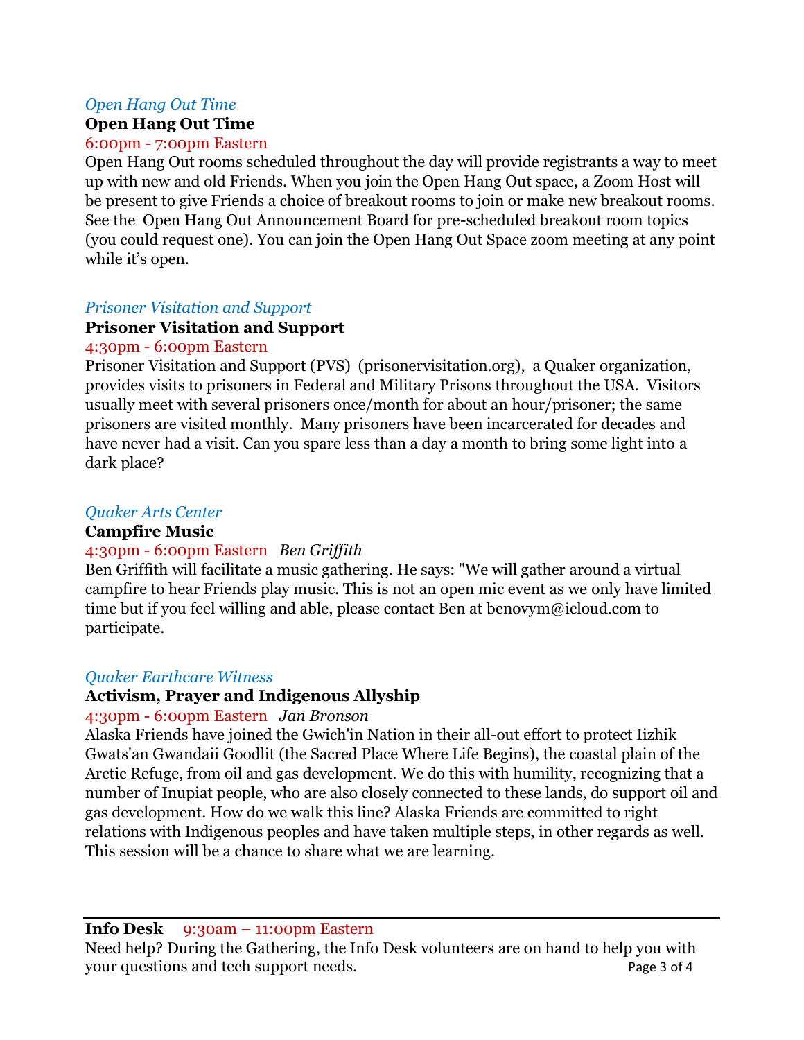*Open Hang Out Time*

**Open Hang Out Time**

6:00pm - 7:00pm Eastern

Open Hang Out rooms scheduled throughout the day will provide registrants a way to meet up with new and old Friends. When you join the Open Hang Out space, a Zoom Host will be present to give Friends a choice of breakout rooms to join or make new breakout rooms. See the Open Hang Out Announcement Board for pre-scheduled breakout room topics (you could request one). You can join the Open Hang Out Space zoom meeting at any point while it's open.

*Prisoner Visitation and Support*

**Prisoner Visitation and Support**

4:30pm - 6:00pm Eastern

Prisoner Visitation and Support (PVS) (prisonervisitation.org), a Quaker organization, provides visits to prisoners in Federal and Military Prisons throughout the USA. Visitors usually meet with several prisoners once/month for about an hour/prisoner; the same prisoners are visited monthly. Many prisoners have been incarcerated for decades and have never had a visit. Can you spare less than a day a month to bring some light into a dark place?

*Quaker Arts Center*

**Campfire Music**

4:30pm - 6:00pm Eastern *Ben Griffith*

Ben Griffith will facilitate a music gathering. He says: "We will gather around a virtual campfire to hear Friends play music. This is not an open mic event as we only have limited time but if you feel willing and able, please contact Ben at benovym@icloud.com to participate.

*Quaker Earthcare Witness*

**Activism, Prayer and Indigenous Allyship**

4:30pm - 6:00pm Eastern *Jan Bronson*

Alaska Friends have joined the Gwich'in Nation in their all-out effort to protect Iizhik Gwats'an Gwandaii Goodlit (the Sacred Place Where Life Begins), the coastal plain of the Arctic Refuge, from oil and gas development. We do this with humility, recognizing that a number of Inupiat people, who are also closely connected to these lands, do support oil and gas development. How do we walk this line? Alaska Friends are committed to right relations with Indigenous peoples and have taken multiple steps, in other regards as well. This session will be a chance to share what we are learning.

---

**Info Desk** 9:30am – 11:00pm Eastern

Need help? During the Gathering, the Info Desk volunteers are on hand to help you with your questions and tech support needs.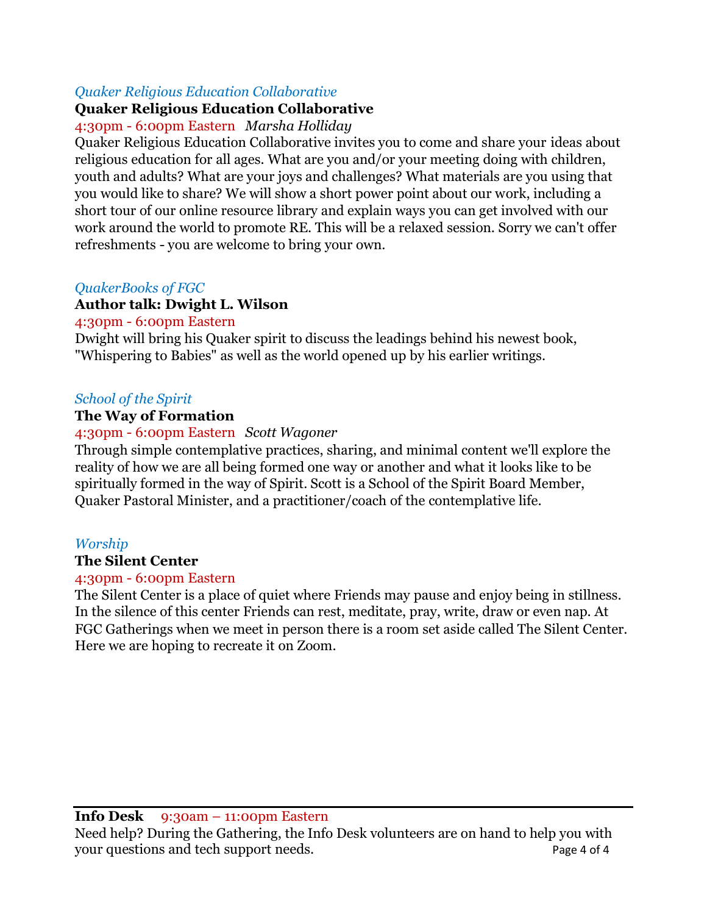*Quaker Religious Education Collaborative*

**Quaker Religious Education Collaborative**

4:30pm - 6:00pm Eastern *Marsha Holliday*

Quaker Religious Education Collaborative invites you to come and share your ideas about religious education for all ages. What are you and/or your meeting doing with children, youth and adults? What are your joys and challenges? What materials are you using that you would like to share? We will show a short power point about our work, including a short tour of our online resource library and explain ways you can get involved with our work around the world to promote RE. This will be a relaxed session. Sorry we can't offer refreshments - you are welcome to bring your own.

*QuakerBooks of FGC*

**Author talk: Dwight L. Wilson**

4:30pm - 6:00pm Eastern

Dwight will bring his Quaker spirit to discuss the leadings behind his newest book, "Whispering to Babies" as well as the world opened up by his earlier writings.

*School of the Spirit*

**The Way of Formation**

4:30pm - 6:00pm Eastern *Scott Wagoner*

Through simple contemplative practices, sharing, and minimal content we'll explore the reality of how we are all being formed one way or another and what it looks like to be spiritually formed in the way of Spirit. Scott is a School of the Spirit Board Member, Quaker Pastoral Minister, and a practitioner/coach of the contemplative life.

*Worship*

**The Silent Center**

4:30pm - 6:00pm Eastern

The Silent Center is a place of quiet where Friends may pause and enjoy being in stillness. In the silence of this center Friends can rest, meditate, pray, write, draw or even nap. At FGC Gatherings when we meet in person there is a room set aside called The Silent Center. Here we are hoping to recreate it on Zoom.

---

**Info Desk** 9:30am – 11:00pm Eastern

Need help? During the Gathering, the Info Desk volunteers are on hand to help you with your questions and tech support needs.